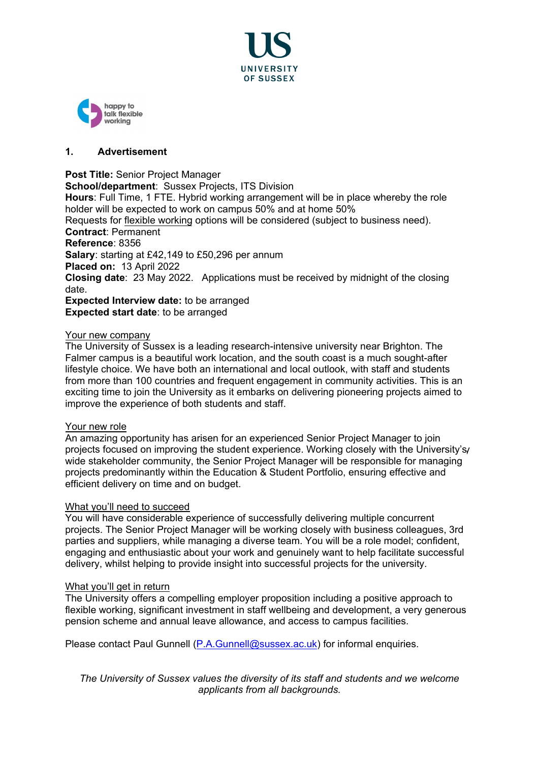## 1. Advertisement

**Post Title:** Senior Project Manager
**School/department**: Sussex Projects, ITS Division
**Hours**: Full Time, 1 FTE. Hybrid working arrangement will be in place whereby the role holder will be expected to work on campus 50% and at home 50%
Requests for flexible working options will be considered (subject to business need).
**Contract**: Permanent
**Reference**: 8356
**Salary**: starting at £42,149 to £50,296 per annum
**Placed on:** 13 April 2022
**Closing date**: 23 May 2022. Applications must be received by midnight of the closing date.
**Expected Interview date:** to be arranged
**Expected start date**: to be arranged

### Your new company

The University of Sussex is a leading research-intensive university near Brighton. The Falmer campus is a beautiful work location, and the south coast is a much sought-after lifestyle choice. We have both an international and local outlook, with staff and students from more than 100 countries and frequent engagement in community activities. This is an exciting time to join the University as it embarks on delivering pioneering projects aimed to improve the experience of both students and staff.

### Your new role

An amazing opportunity has arisen for an experienced Senior Project Manager to join projects focused on improving the student experience. Working closely with the University's wide stakeholder community, the Senior Project Manager will be responsible for managing projects predominantly within the Education & Student Portfolio, ensuring effective and efficient delivery on time and on budget.

### What you'll need to succeed

You will have considerable experience of successfully delivering multiple concurrent projects. The Senior Project Manager will be working closely with business colleagues, 3rd parties and suppliers, while managing a diverse team. You will be a role model; confident, engaging and enthusiastic about your work and genuinely want to help facilitate successful delivery, whilst helping to provide insight into successful projects for the university.

### What you'll get in return

The University offers a compelling employer proposition including a positive approach to flexible working, significant investment in staff wellbeing and development, a very generous pension scheme and annual leave allowance, and access to campus facilities.

Please contact Paul Gunnell (P.A.Gunnell@sussex.ac.uk) for informal enquiries.

*The University of Sussex values the diversity of its staff and students and we welcome applicants from all backgrounds.*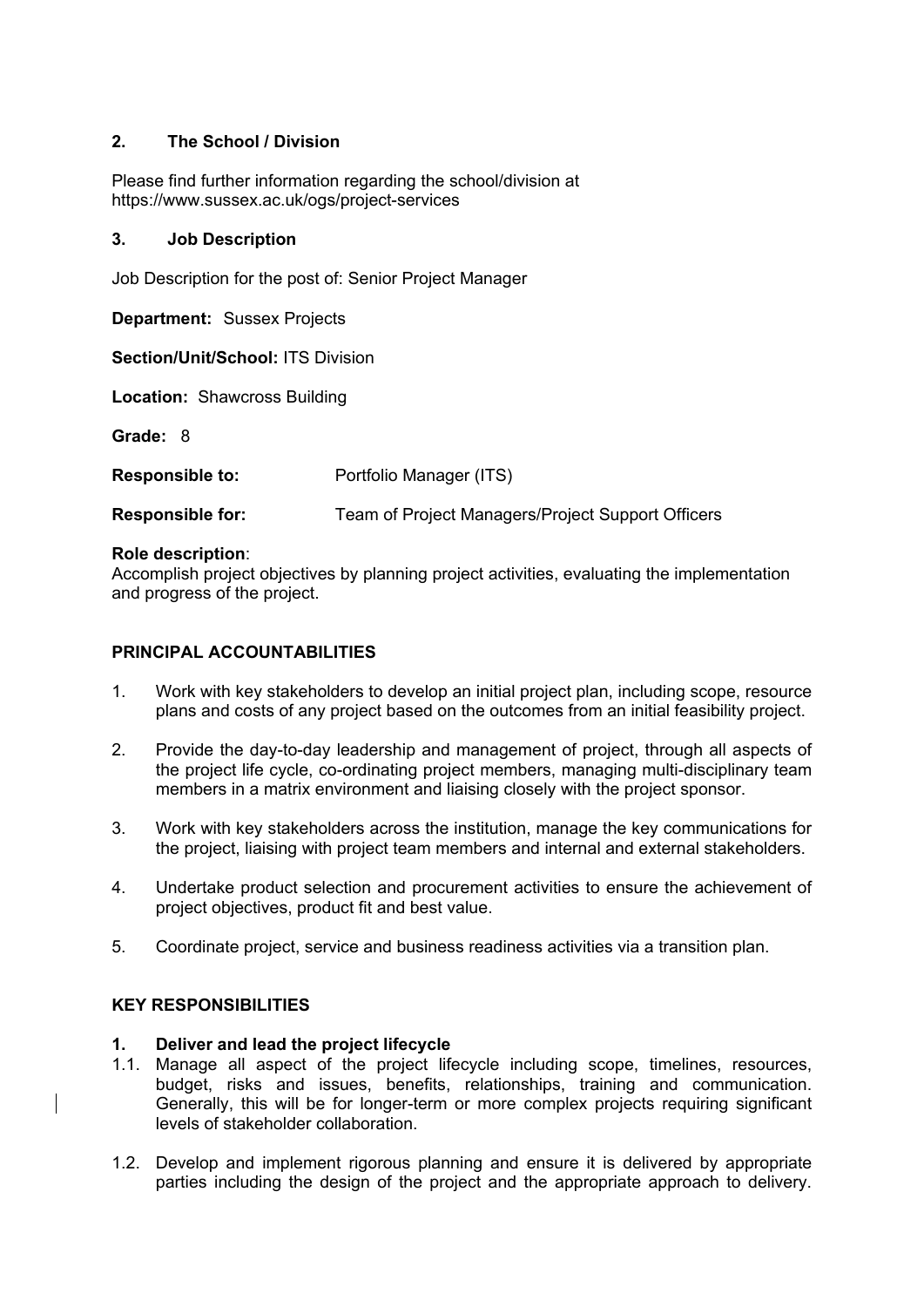## 2. The School / Division

Please find further information regarding the school/division at https://www.sussex.ac.uk/ogs/project-services

## 3. Job Description

Job Description for the post of: Senior Project Manager

**Department:** Sussex Projects

**Section/Unit/School:** ITS Division

**Location:** Shawcross Building

**Grade:** 8

**Responsible to:** Portfolio Manager (ITS)

**Responsible for:** Team of Project Managers/Project Support Officers

**Role description**:
Accomplish project objectives by planning project activities, evaluating the implementation and progress of the project.

### PRINCIPAL ACCOUNTABILITIES

1. Work with key stakeholders to develop an initial project plan, including scope, resource plans and costs of any project based on the outcomes from an initial feasibility project.
2. Provide the day-to-day leadership and management of project, through all aspects of the project life cycle, co-ordinating project members, managing multi-disciplinary team members in a matrix environment and liaising closely with the project sponsor.
3. Work with key stakeholders across the institution, manage the key communications for the project, liaising with project team members and internal and external stakeholders.
4. Undertake product selection and procurement activities to ensure the achievement of project objectives, product fit and best value.
5. Coordinate project, service and business readiness activities via a transition plan.

### KEY RESPONSIBILITIES

**1. Deliver and lead the project lifecycle**

1.1. Manage all aspect of the project lifecycle including scope, timelines, resources, budget, risks and issues, benefits, relationships, training and communication. Generally, this will be for longer-term or more complex projects requiring significant levels of stakeholder collaboration.

1.2. Develop and implement rigorous planning and ensure it is delivered by appropriate parties including the design of the project and the appropriate approach to delivery.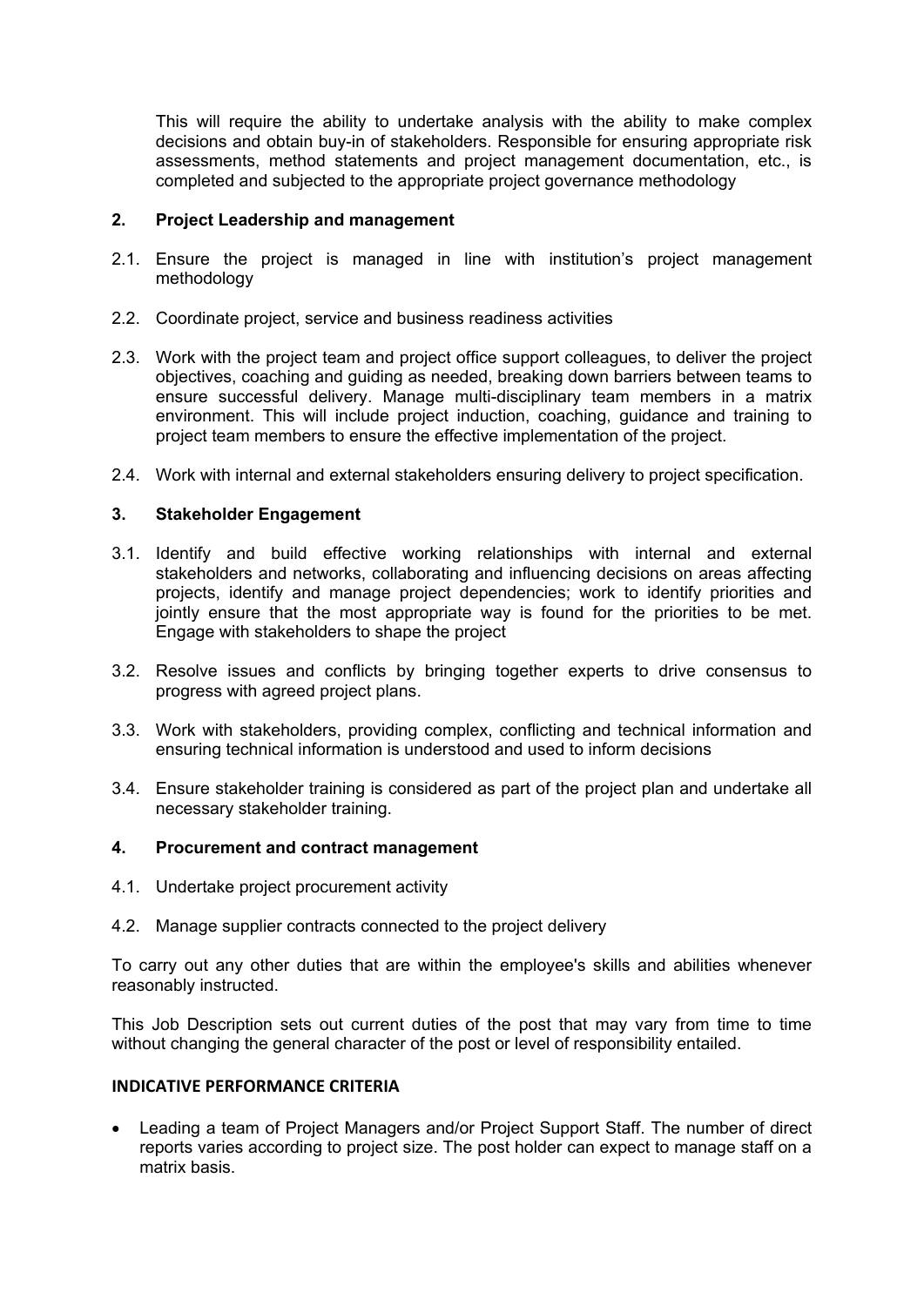This will require the ability to undertake analysis with the ability to make complex decisions and obtain buy-in of stakeholders. Responsible for ensuring appropriate risk assessments, method statements and project management documentation, etc., is completed and subjected to the appropriate project governance methodology

**2. Project Leadership and management**

2.1. Ensure the project is managed in line with institution's project management methodology

2.2. Coordinate project, service and business readiness activities

2.3. Work with the project team and project office support colleagues, to deliver the project objectives, coaching and guiding as needed, breaking down barriers between teams to ensure successful delivery. Manage multi-disciplinary team members in a matrix environment. This will include project induction, coaching, guidance and training to project team members to ensure the effective implementation of the project.

2.4. Work with internal and external stakeholders ensuring delivery to project specification.

**3. Stakeholder Engagement**

3.1. Identify and build effective working relationships with internal and external stakeholders and networks, collaborating and influencing decisions on areas affecting projects, identify and manage project dependencies; work to identify priorities and jointly ensure that the most appropriate way is found for the priorities to be met. Engage with stakeholders to shape the project

3.2. Resolve issues and conflicts by bringing together experts to drive consensus to progress with agreed project plans.

3.3. Work with stakeholders, providing complex, conflicting and technical information and ensuring technical information is understood and used to inform decisions

3.4. Ensure stakeholder training is considered as part of the project plan and undertake all necessary stakeholder training.

**4. Procurement and contract management**

4.1. Undertake project procurement activity

4.2. Manage supplier contracts connected to the project delivery

To carry out any other duties that are within the employee's skills and abilities whenever reasonably instructed.

This Job Description sets out current duties of the post that may vary from time to time without changing the general character of the post or level of responsibility entailed.

**INDICATIVE PERFORMANCE CRITERIA**

- Leading a team of Project Managers and/or Project Support Staff. The number of direct reports varies according to project size. The post holder can expect to manage staff on a matrix basis.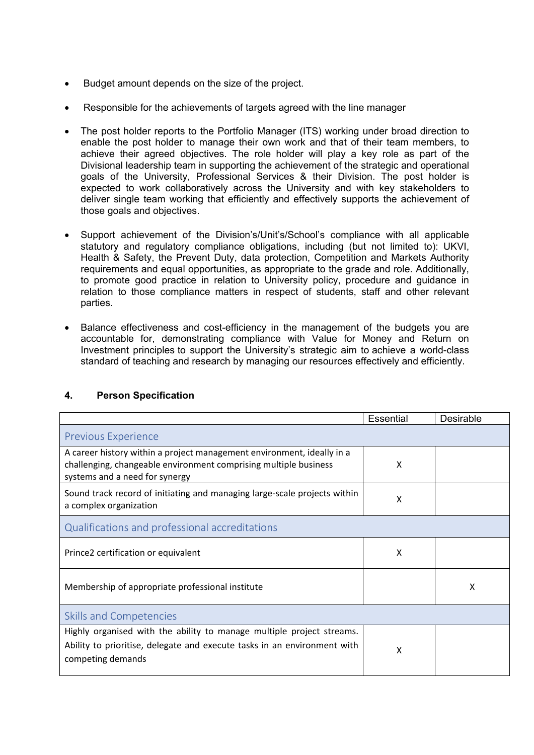- Budget amount depends on the size of the project.

- Responsible for the achievements of targets agreed with the line manager

- The post holder reports to the Portfolio Manager (ITS) working under broad direction to enable the post holder to manage their own work and that of their team members, to achieve their agreed objectives. The role holder will play a key role as part of the Divisional leadership team in supporting the achievement of the strategic and operational goals of the University, Professional Services & their Division. The post holder is expected to work collaboratively across the University and with key stakeholders to deliver single team working that efficiently and effectively supports the achievement of those goals and objectives.

- Support achievement of the Division's/Unit's/School's compliance with all applicable statutory and regulatory compliance obligations, including (but not limited to): UKVI, Health & Safety, the Prevent Duty, data protection, Competition and Markets Authority requirements and equal opportunities, as appropriate to the grade and role. Additionally, to promote good practice in relation to University policy, procedure and guidance in relation to those compliance matters in respect of students, staff and other relevant parties.

- Balance effectiveness and cost-efficiency in the management of the budgets you are accountable for, demonstrating compliance with Value for Money and Return on Investment principles to support the University's strategic aim to achieve a world-class standard of teaching and research by managing our resources effectively and efficiently.

## 4. Person Specification

| | Essential | Desirable |
|---|---|---|
| **Previous Experience** | | |
| A career history within a project management environment, ideally in a challenging, changeable environment comprising multiple business systems and a need for synergy | X | |
| Sound track record of initiating and managing large-scale projects within a complex organization | X | |
| **Qualifications and professional accreditations** | | |
| Prince2 certification or equivalent | X | |
| Membership of appropriate professional institute | | X |
| **Skills and Competencies** | | |
| Highly organised with the ability to manage multiple project streams. Ability to prioritise, delegate and execute tasks in an environment with competing demands | X | |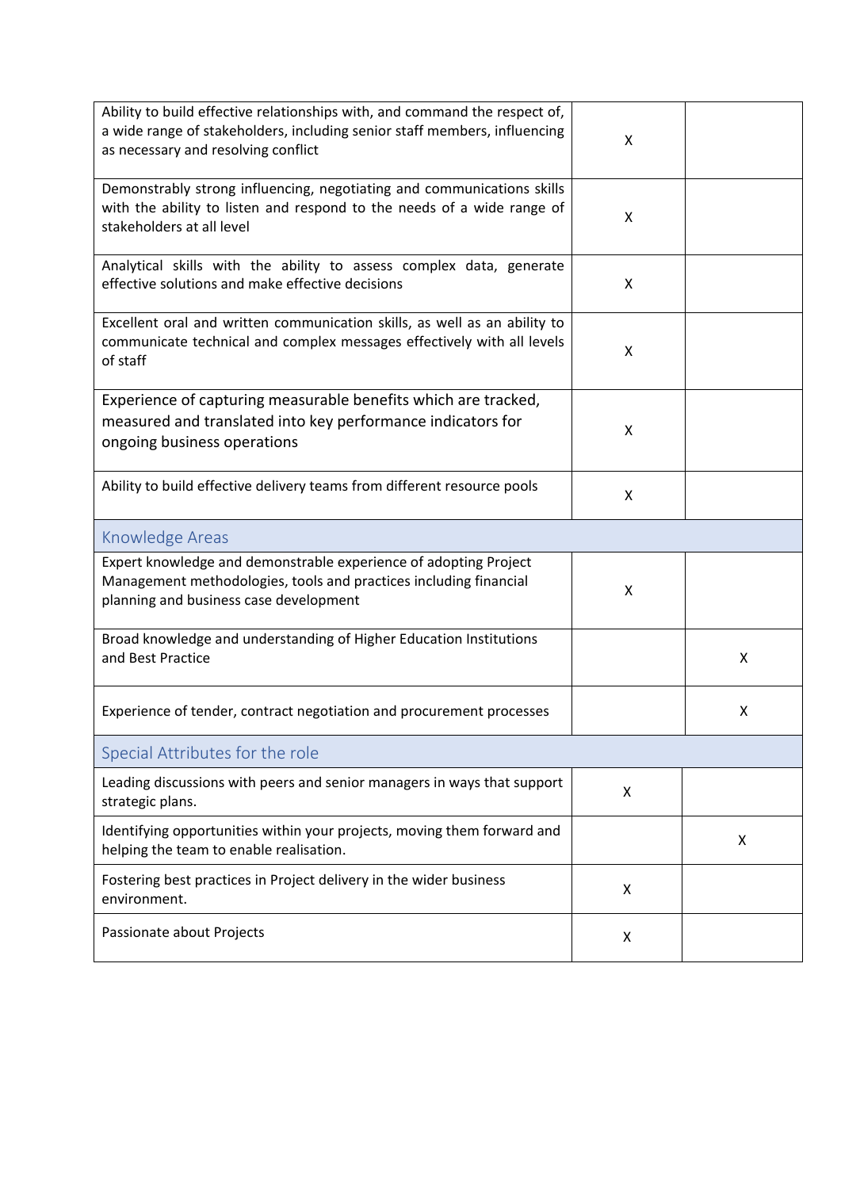| | | |
|---|---|---|
| Ability to build effective relationships with, and command the respect of, a wide range of stakeholders, including senior staff members, influencing as necessary and resolving conflict | X | |
| Demonstrably strong influencing, negotiating and communications skills with the ability to listen and respond to the needs of a wide range of stakeholders at all level | X | |
| Analytical skills with the ability to assess complex data, generate effective solutions and make effective decisions | X | |
| Excellent oral and written communication skills, as well as an ability to communicate technical and complex messages effectively with all levels of staff | X | |
| Experience of capturing measurable benefits which are tracked, measured and translated into key performance indicators for ongoing business operations | X | |
| Ability to build effective delivery teams from different resource pools | X | |
| **Knowledge Areas** | | |
| Expert knowledge and demonstrable experience of adopting Project Management methodologies, tools and practices including financial planning and business case development | X | |
| Broad knowledge and understanding of Higher Education Institutions and Best Practice | | X |
| Experience of tender, contract negotiation and procurement processes | | X |
| **Special Attributes for the role** | | |
| Leading discussions with peers and senior managers in ways that support strategic plans. | X | |
| Identifying opportunities within your projects, moving them forward and helping the team to enable realisation. | | X |
| Fostering best practices in Project delivery in the wider business environment. | X | |
| Passionate about Projects | X | |